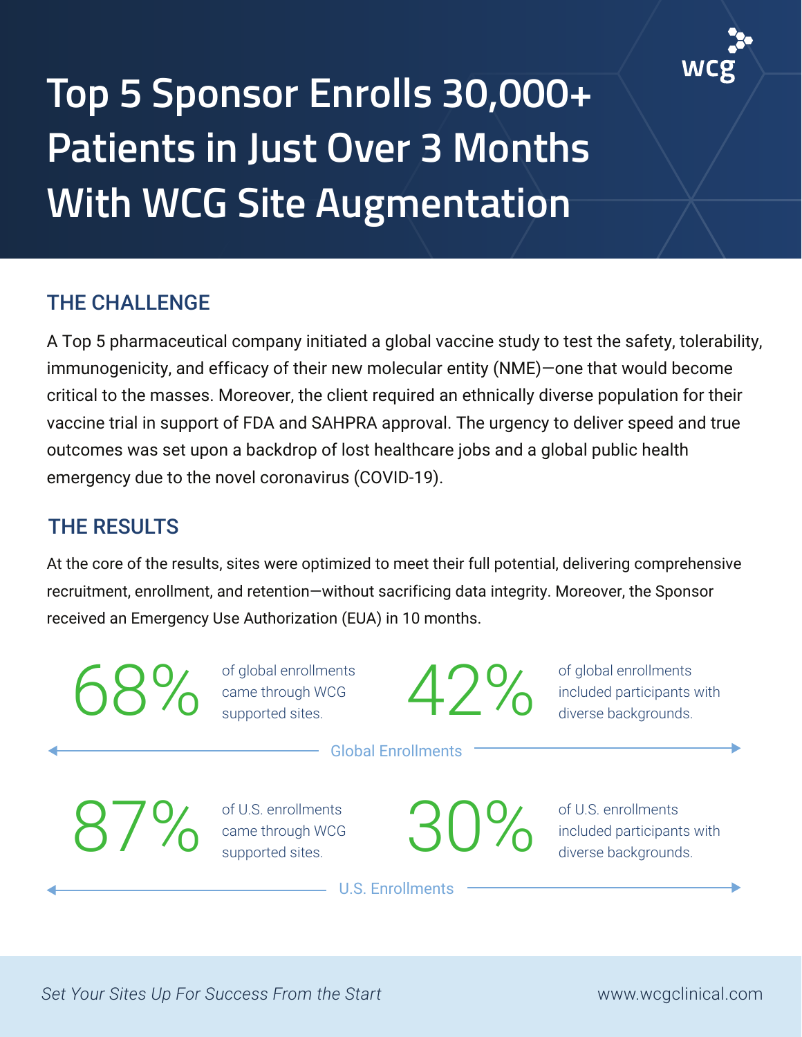# Top 5 Sponsor Enrolls 30,000+ Patients in Just Over 3 Months With WCG Site Augmentation

## THE CHALLENGE

A Top 5 pharmaceutical company initiated a global vaccine study to test the safety, tolerability, immunogenicity, and efficacy of their new molecular entity (NME)—one that would become critical to the masses. Moreover, the client required an ethnically diverse population for their vaccine trial in support of FDA and SAHPRA approval. The urgency to deliver speed and true outcomes was set upon a backdrop of lost healthcare jobs and a global public health emergency due to the novel coronavirus (COVID-19).

## THE RESULTS

At the core of the results, sites were optimized to meet their full potential, delivering comprehensive recruitment, enrollment, and retention—without sacrificing data integrity. Moreover, the Sponsor received an Emergency Use Authorization (EUA) in 10 months.

### Global Enrollments

**68%** of global enrollments came through WCG supported sites.

**42%** of global enrollments included participants with diverse backgrounds.

### U.S. Enrollments

**87%** of U.S. enrollments came through WCG supported sites.

**30%** of U.S. enrollments included participants with diverse backgrounds.

*Set Your Sites Up For Success From the Start*

www.wcgclinical.com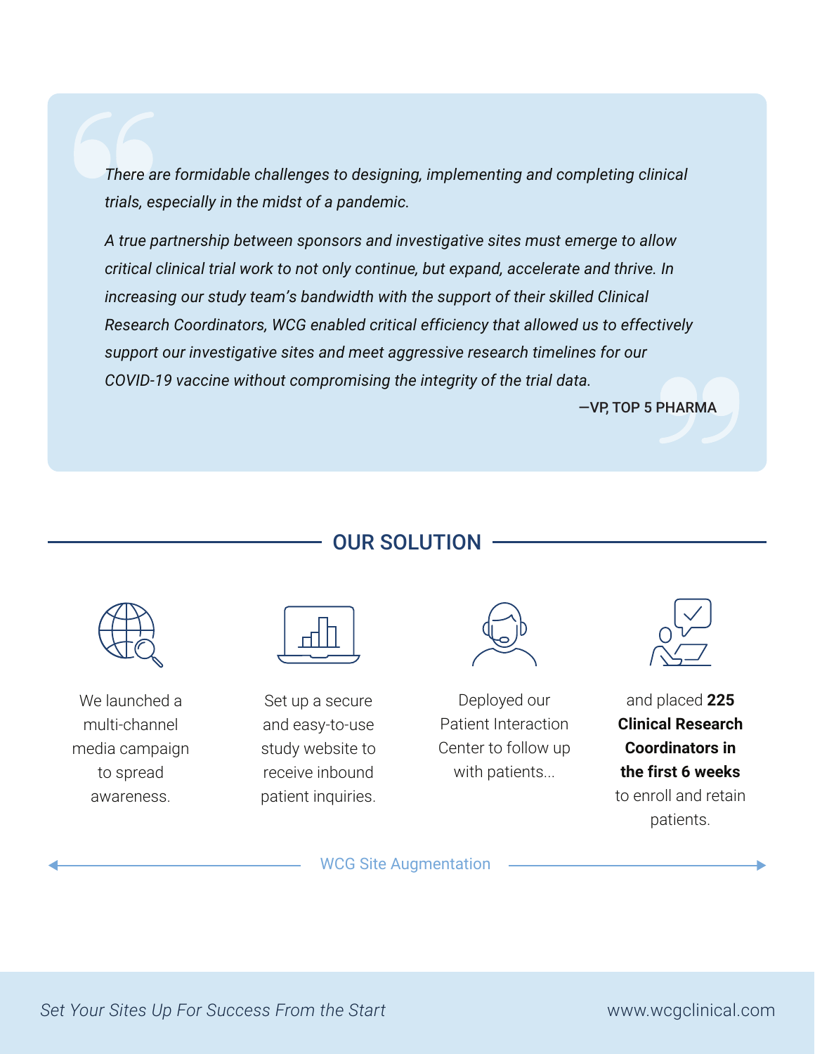> *There are formidable challenges to designing, implementing and completing clinical trials, especially in the midst of a pandemic.*
>
> *A true partnership between sponsors and investigative sites must emerge to allow critical clinical trial work to not only continue, but expand, accelerate and thrive. In increasing our study team's bandwidth with the support of their skilled Clinical Research Coordinators, WCG enabled critical efficiency that allowed us to effectively support our investigative sites and meet aggressive research timelines for our COVID-19 vaccine without compromising the integrity of the trial data.*
>
> —VP, TOP 5 PHARMA

## OUR SOLUTION

We launched a multi-channel media campaign to spread awareness.

Set up a secure and easy-to-use study website to receive inbound patient inquiries.

Deployed our Patient Interaction Center to follow up with patients...

and placed **225 Clinical Research Coordinators in the first 6 weeks** to enroll and retain patients.

WCG Site Augmentation

*Set Your Sites Up For Success From the Start*

www.wcgclinical.com